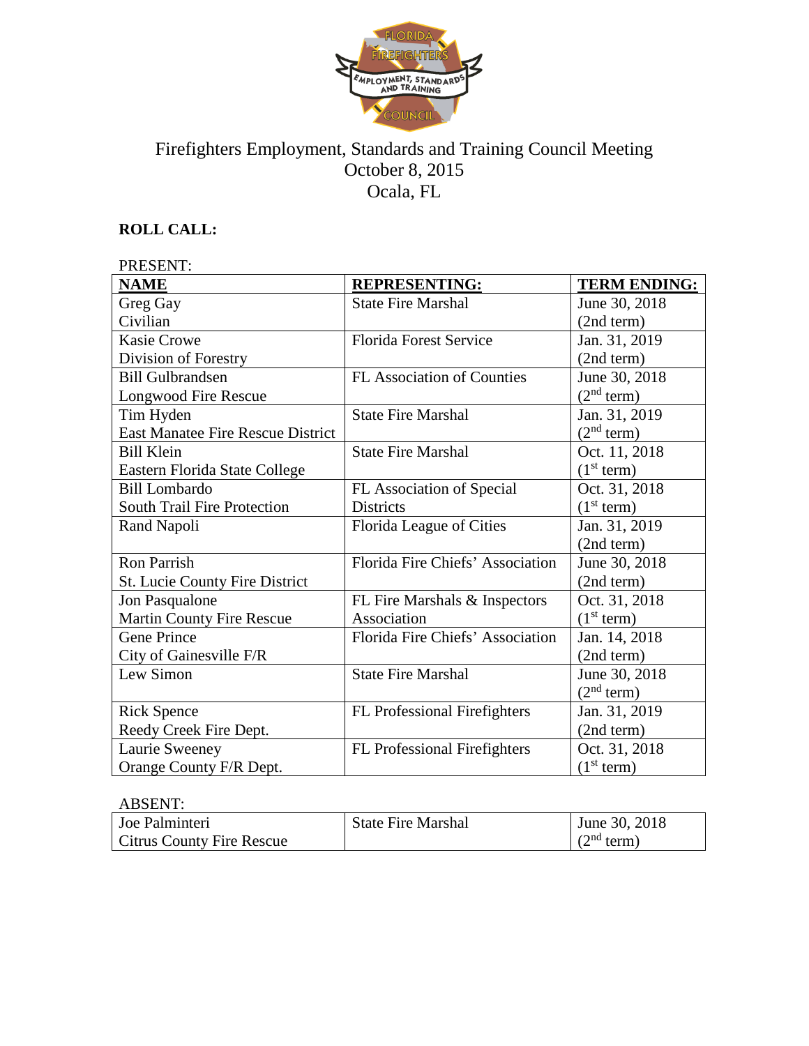# Firefighters Employment, Standards and Training Council Meeting
## October 8, 2015
## Ocala, FL

**ROLL CALL:**

PRESENT:

| **NAME** | **REPRESENTING:** | **TERM ENDING:** |
|---|---|---|
| Greg Gay<br>Civilian | State Fire Marshal | June 30, 2018<br>(2nd term) |
| Kasie Crowe<br>Division of Forestry | Florida Forest Service | Jan. 31, 2019<br>(2nd term) |
| Bill Gulbrandsen<br>Longwood Fire Rescue | FL Association of Counties | June 30, 2018<br>(2nd term) |
| Tim Hyden<br>East Manatee Fire Rescue District | State Fire Marshal | Jan. 31, 2019<br>(2nd term) |
| Bill Klein<br>Eastern Florida State College | State Fire Marshal | Oct. 11, 2018<br>(1st term) |
| Bill Lombardo<br>South Trail Fire Protection | FL Association of Special Districts | Oct. 31, 2018<br>(1st term) |
| Rand Napoli | Florida League of Cities | Jan. 31, 2019<br>(2nd term) |
| Ron Parrish<br>St. Lucie County Fire District | Florida Fire Chiefs' Association | June 30, 2018<br>(2nd term) |
| Jon Pasqualone<br>Martin County Fire Rescue | FL Fire Marshals & Inspectors Association | Oct. 31, 2018<br>(1st term) |
| Gene Prince<br>City of Gainesville F/R | Florida Fire Chiefs' Association | Jan. 14, 2018<br>(2nd term) |
| Lew Simon | State Fire Marshal | June 30, 2018<br>(2nd term) |
| Rick Spence<br>Reedy Creek Fire Dept. | FL Professional Firefighters | Jan. 31, 2019<br>(2nd term) |
| Laurie Sweeney<br>Orange County F/R Dept. | FL Professional Firefighters | Oct. 31, 2018<br>(1st term) |

ABSENT:

| NAME | REPRESENTING | TERM ENDING |
|---|---|---|
| Joe Palminteri<br>Citrus County Fire Rescue | State Fire Marshal | June 30, 2018<br>(2nd term) |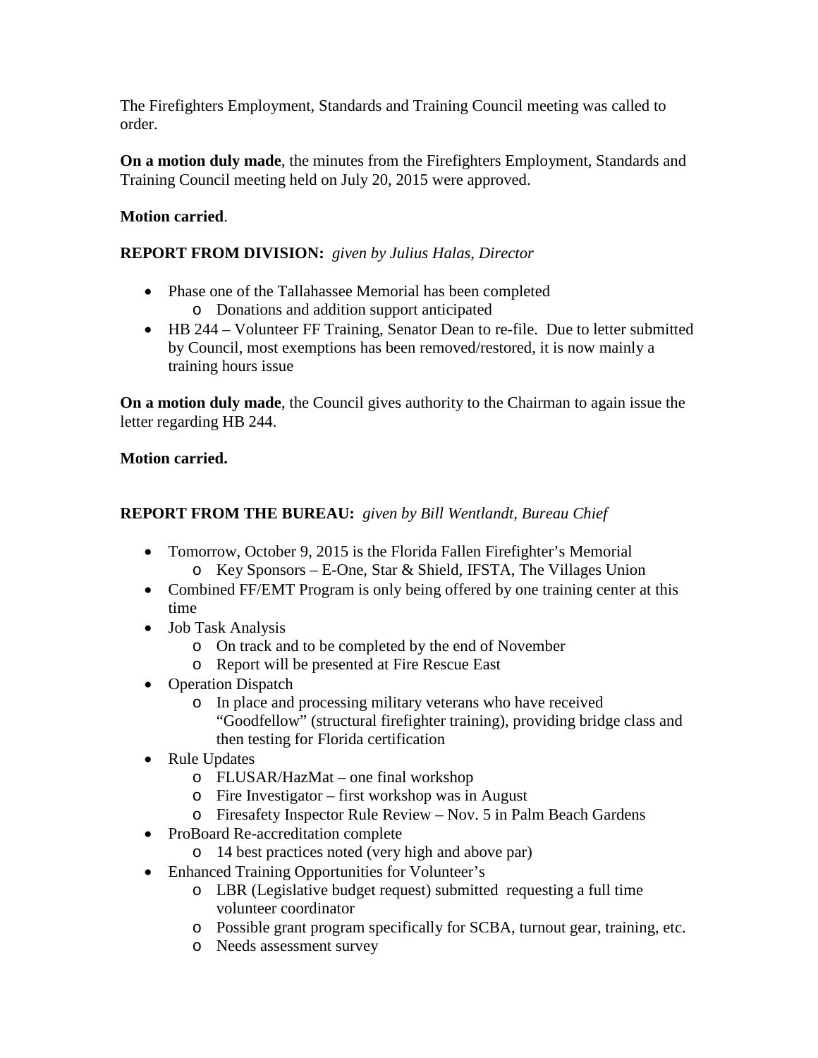The Firefighters Employment, Standards and Training Council meeting was called to order.

**On a motion duly made**, the minutes from the Firefighters Employment, Standards and Training Council meeting held on July 20, 2015 were approved.

**Motion carried**.

**REPORT FROM DIVISION:** *given by Julius Halas, Director*

- Phase one of the Tallahassee Memorial has been completed
  - Donations and addition support anticipated
- HB 244 – Volunteer FF Training, Senator Dean to re-file. Due to letter submitted by Council, most exemptions has been removed/restored, it is now mainly a training hours issue

**On a motion duly made**, the Council gives authority to the Chairman to again issue the letter regarding HB 244.

**Motion carried.**

**REPORT FROM THE BUREAU:** *given by Bill Wentlandt, Bureau Chief*

- Tomorrow, October 9, 2015 is the Florida Fallen Firefighter's Memorial
  - Key Sponsors – E-One, Star & Shield, IFSTA, The Villages Union
- Combined FF/EMT Program is only being offered by one training center at this time
- Job Task Analysis
  - On track and to be completed by the end of November
  - Report will be presented at Fire Rescue East
- Operation Dispatch
  - In place and processing military veterans who have received "Goodfellow" (structural firefighter training), providing bridge class and then testing for Florida certification
- Rule Updates
  - FLUSAR/HazMat – one final workshop
  - Fire Investigator – first workshop was in August
  - Firesafety Inspector Rule Review – Nov. 5 in Palm Beach Gardens
- ProBoard Re-accreditation complete
  - 14 best practices noted (very high and above par)
- Enhanced Training Opportunities for Volunteer's
  - LBR (Legislative budget request) submitted requesting a full time volunteer coordinator
  - Possible grant program specifically for SCBA, turnout gear, training, etc.
  - Needs assessment survey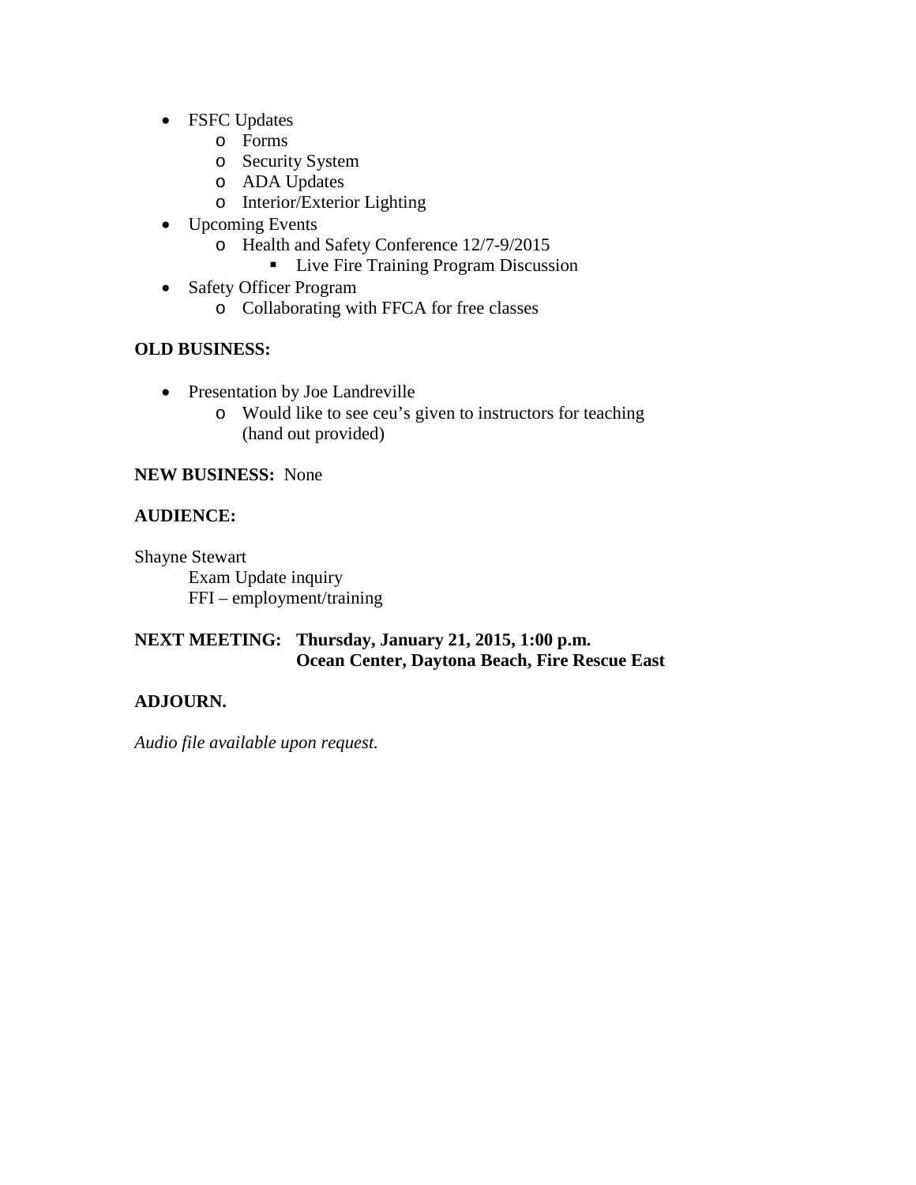- FSFC Updates
  - Forms
  - Security System
  - ADA Updates
  - Interior/Exterior Lighting
- Upcoming Events
  - Health and Safety Conference 12/7-9/2015
    - Live Fire Training Program Discussion
- Safety Officer Program
  - Collaborating with FFCA for free classes

**OLD BUSINESS:**

- Presentation by Joe Landreville
  - Would like to see ceu's given to instructors for teaching (hand out provided)

**NEW BUSINESS:** None

**AUDIENCE:**

Shayne Stewart

Exam Update inquiry

FFI – employment/training

**NEXT MEETING: Thursday, January 21, 2015, 1:00 p.m.**
**Ocean Center, Daytona Beach, Fire Rescue East**

**ADJOURN.**

*Audio file available upon request.*